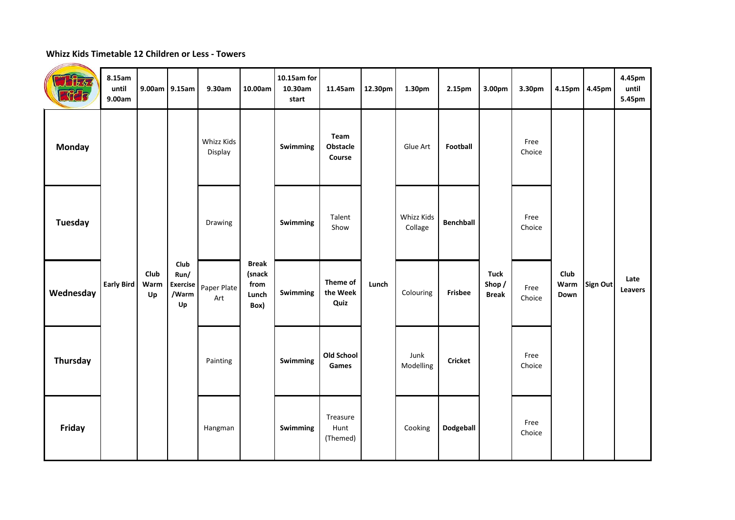**Whizz Kids Timetable 12 Children or Less - Towers**

| | 8.15am until 9.00am | 9.00am | 9.15am | 9.30am | 10.00am | 10.15am for 10.30am start | 11.45am | 12.30pm | 1.30pm | 2.15pm | 3.00pm | 3.30pm | 4.15pm | 4.45pm | 4.45pm until 5.45pm |
|---|---|---|---|---|---|---|---|---|---|---|---|---|---|---|---|
| **Monday** | **Early Bird** | **Club Warm Up** | **Club Run/ Exercise /Warm Up** | Whizz Kids Display | **Break (snack from Lunch Box)** | **Swimming** | **Team Obstacle Course** | **Lunch** | Glue Art | **Football** | **Tuck Shop / Break** | Free Choice | **Club Warm Down** | **Sign Out** | **Late Leavers** |
| **Tuesday** | | | | Drawing | | **Swimming** | Talent Show | | Whizz Kids Collage | **Benchball** | | Free Choice | | | |
| **Wednesday** | | | | Paper Plate Art | | **Swimming** | **Theme of the Week Quiz** | | Colouring | **Frisbee** | | Free Choice | | | |
| **Thursday** | | | | Painting | | **Swimming** | **Old School Games** | | Junk Modelling | **Cricket** | | Free Choice | | | |
| **Friday** | | | | Hangman | | **Swimming** | Treasure Hunt (Themed) | | Cooking | **Dodgeball** | | Free Choice | | | |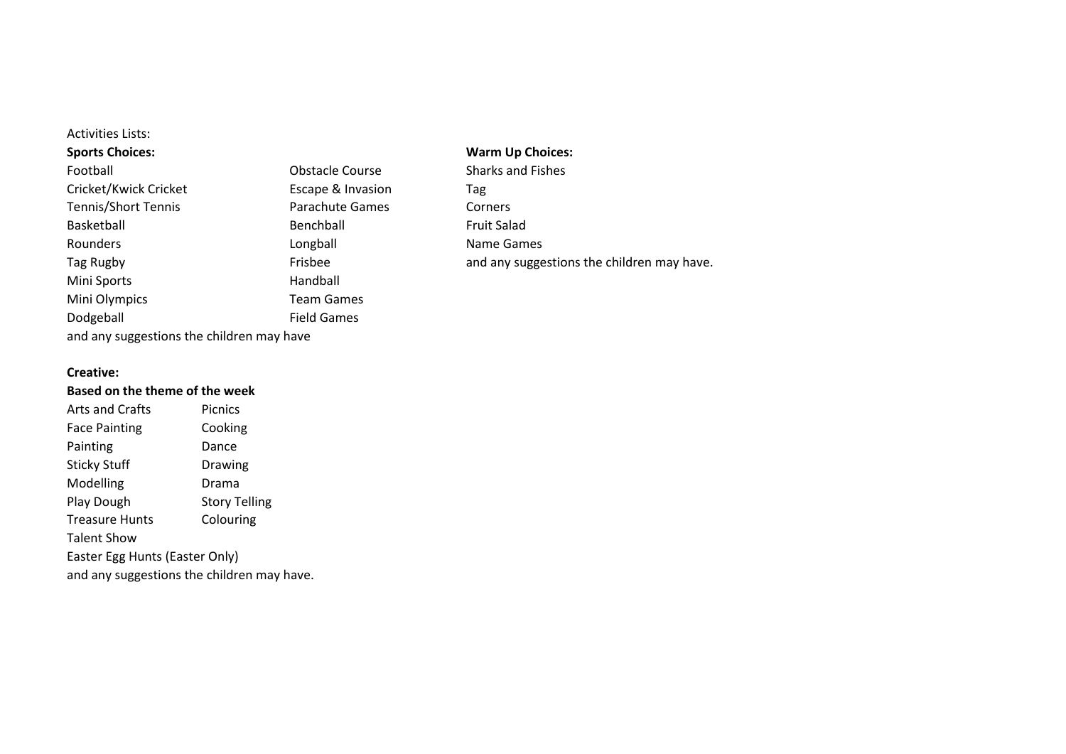Activities Lists:

**Sports Choices:**

- Football
- Cricket/Kwick Cricket
- Tennis/Short Tennis
- Basketball
- Rounders
- Tag Rugby
- Mini Sports
- Mini Olympics
- Dodgeball
- Obstacle Course
- Escape & Invasion
- Parachute Games
- Benchball
- Longball
- Frisbee
- Handball
- Team Games
- Field Games

and any suggestions the children may have

**Warm Up Choices:**

- Sharks and Fishes
- Tag
- Corners
- Fruit Salad
- Name Games

and any suggestions the children may have.

**Creative:**

**Based on the theme of the week**

- Arts and Crafts
- Face Painting
- Painting
- Sticky Stuff
- Modelling
- Play Dough
- Treasure Hunts
- Picnics
- Cooking
- Dance
- Drawing
- Drama
- Story Telling
- Colouring
- Talent Show
- Easter Egg Hunts (Easter Only)

and any suggestions the children may have.